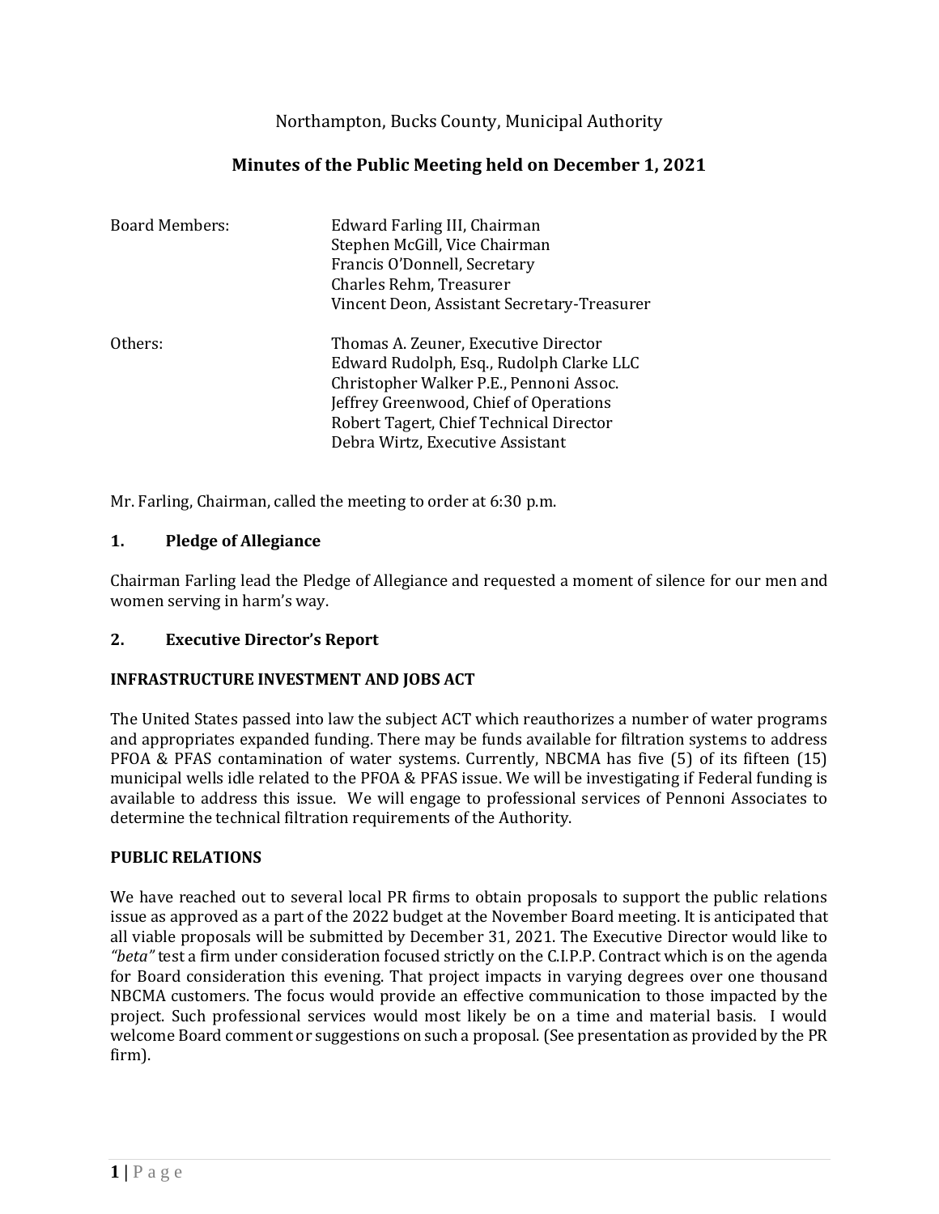Northampton, Bucks County, Municipal Authority

# Minutes of the Public Meeting held on December 1, 2021

| Board Members: | Edward Farling III, Chairman |
| --- | --- |
| | Stephen McGill, Vice Chairman |
| | Francis O'Donnell, Secretary |
| | Charles Rehm, Treasurer |
| | Vincent Deon, Assistant Secretary-Treasurer |
| Others: | Thomas A. Zeuner, Executive Director |
| | Edward Rudolph, Esq., Rudolph Clarke LLC |
| | Christopher Walker P.E., Pennoni Assoc. |
| | Jeffrey Greenwood, Chief of Operations |
| | Robert Tagert, Chief Technical Director |
| | Debra Wirtz, Executive Assistant |

Mr. Farling, Chairman, called the meeting to order at 6:30 p.m.

## 1. Pledge of Allegiance

Chairman Farling lead the Pledge of Allegiance and requested a moment of silence for our men and women serving in harm's way.

## 2. Executive Director's Report

**INFRASTRUCTURE INVESTMENT AND JOBS ACT**

The United States passed into law the subject ACT which reauthorizes a number of water programs and appropriates expanded funding. There may be funds available for filtration systems to address PFOA & PFAS contamination of water systems. Currently, NBCMA has five (5) of its fifteen (15) municipal wells idle related to the PFOA & PFAS issue. We will be investigating if Federal funding is available to address this issue. We will engage to professional services of Pennoni Associates to determine the technical filtration requirements of the Authority.

**PUBLIC RELATIONS**

We have reached out to several local PR firms to obtain proposals to support the public relations issue as approved as a part of the 2022 budget at the November Board meeting. It is anticipated that all viable proposals will be submitted by December 31, 2021. The Executive Director would like to *"beta"* test a firm under consideration focused strictly on the C.I.P.P. Contract which is on the agenda for Board consideration this evening. That project impacts in varying degrees over one thousand NBCMA customers. The focus would provide an effective communication to those impacted by the project. Such professional services would most likely be on a time and material basis. I would welcome Board comment or suggestions on such a proposal. (See presentation as provided by the PR firm).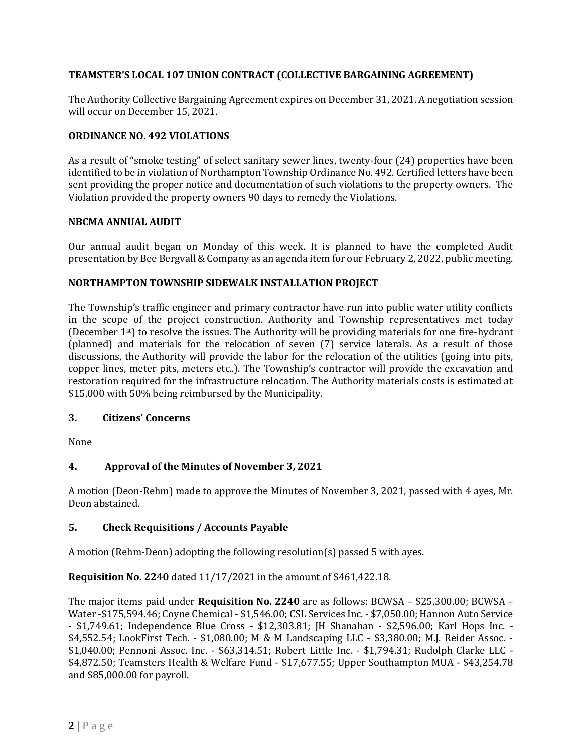**TEAMSTER'S LOCAL 107 UNION CONTRACT (COLLECTIVE BARGAINING AGREEMENT)**

The Authority Collective Bargaining Agreement expires on December 31, 2021. A negotiation session will occur on December 15, 2021.

**ORDINANCE NO. 492 VIOLATIONS**

As a result of "smoke testing" of select sanitary sewer lines, twenty-four (24) properties have been identified to be in violation of Northampton Township Ordinance No. 492. Certified letters have been sent providing the proper notice and documentation of such violations to the property owners. The Violation provided the property owners 90 days to remedy the Violations.

**NBCMA ANNUAL AUDIT**

Our annual audit began on Monday of this week. It is planned to have the completed Audit presentation by Bee Bergvall & Company as an agenda item for our February 2, 2022, public meeting.

**NORTHAMPTON TOWNSHIP SIDEWALK INSTALLATION PROJECT**

The Township's traffic engineer and primary contractor have run into public water utility conflicts in the scope of the project construction. Authority and Township representatives met today (December 1st) to resolve the issues. The Authority will be providing materials for one fire-hydrant (planned) and materials for the relocation of seven (7) service laterals. As a result of those discussions, the Authority will provide the labor for the relocation of the utilities (going into pits, copper lines, meter pits, meters etc..). The Township's contractor will provide the excavation and restoration required for the infrastructure relocation. The Authority materials costs is estimated at $15,000 with 50% being reimbursed by the Municipality.

## 3. Citizens' Concerns

None

## 4. Approval of the Minutes of November 3, 2021

A motion (Deon-Rehm) made to approve the Minutes of November 3, 2021, passed with 4 ayes, Mr. Deon abstained.

## 5. Check Requisitions / Accounts Payable

A motion (Rehm-Deon) adopting the following resolution(s) passed 5 with ayes.

**Requisition No. 2240** dated 11/17/2021 in the amount of $461,422.18.

The major items paid under **Requisition No. 2240** are as follows: BCWSA – $25,300.00; BCWSA – Water -$175,594.46; Coyne Chemical - $1,546.00; CSL Services Inc. - $7,050.00; Hannon Auto Service - $1,749.61; Independence Blue Cross - $12,303.81; JH Shanahan - $2,596.00; Karl Hops Inc. - $4,552.54; LookFirst Tech. - $1,080.00; M & M Landscaping LLC - $3,380.00; M.J. Reider Assoc. - $1,040.00; Pennoni Assoc. Inc. - $63,314.51; Robert Little Inc. - $1,794.31; Rudolph Clarke LLC - $4,872.50; Teamsters Health & Welfare Fund - $17,677.55; Upper Southampton MUA - $43,254.78 and $85,000.00 for payroll.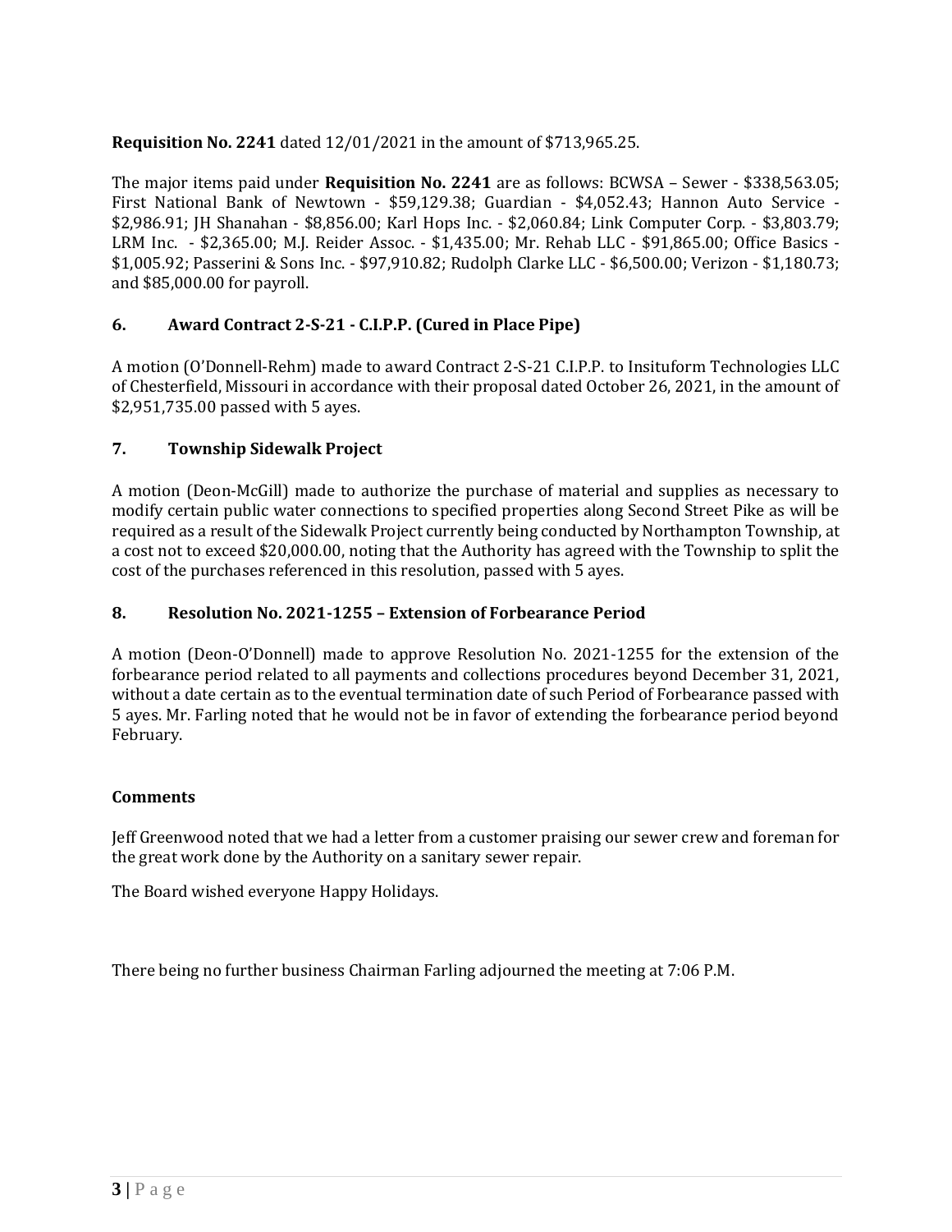**Requisition No. 2241** dated 12/01/2021 in the amount of $713,965.25.

The major items paid under **Requisition No. 2241** are as follows: BCWSA – Sewer - $338,563.05; First National Bank of Newtown - $59,129.38; Guardian - $4,052.43; Hannon Auto Service - $2,986.91; JH Shanahan - $8,856.00; Karl Hops Inc. - $2,060.84; Link Computer Corp. - $3,803.79; LRM Inc. - $2,365.00; M.J. Reider Assoc. - $1,435.00; Mr. Rehab LLC - $91,865.00; Office Basics - $1,005.92; Passerini & Sons Inc. - $97,910.82; Rudolph Clarke LLC - $6,500.00; Verizon - $1,180.73; and $85,000.00 for payroll.

### 6. Award Contract 2-S-21 - C.I.P.P. (Cured in Place Pipe)

A motion (O'Donnell-Rehm) made to award Contract 2-S-21 C.I.P.P. to Insituform Technologies LLC of Chesterfield, Missouri in accordance with their proposal dated October 26, 2021, in the amount of $2,951,735.00 passed with 5 ayes.

### 7. Township Sidewalk Project

A motion (Deon-McGill) made to authorize the purchase of material and supplies as necessary to modify certain public water connections to specified properties along Second Street Pike as will be required as a result of the Sidewalk Project currently being conducted by Northampton Township, at a cost not to exceed $20,000.00, noting that the Authority has agreed with the Township to split the cost of the purchases referenced in this resolution, passed with 5 ayes.

### 8. Resolution No. 2021-1255 – Extension of Forbearance Period

A motion (Deon-O'Donnell) made to approve Resolution No. 2021-1255 for the extension of the forbearance period related to all payments and collections procedures beyond December 31, 2021, without a date certain as to the eventual termination date of such Period of Forbearance passed with 5 ayes. Mr. Farling noted that he would not be in favor of extending the forbearance period beyond February.

### Comments

Jeff Greenwood noted that we had a letter from a customer praising our sewer crew and foreman for the great work done by the Authority on a sanitary sewer repair.

The Board wished everyone Happy Holidays.

There being no further business Chairman Farling adjourned the meeting at 7:06 P.M.